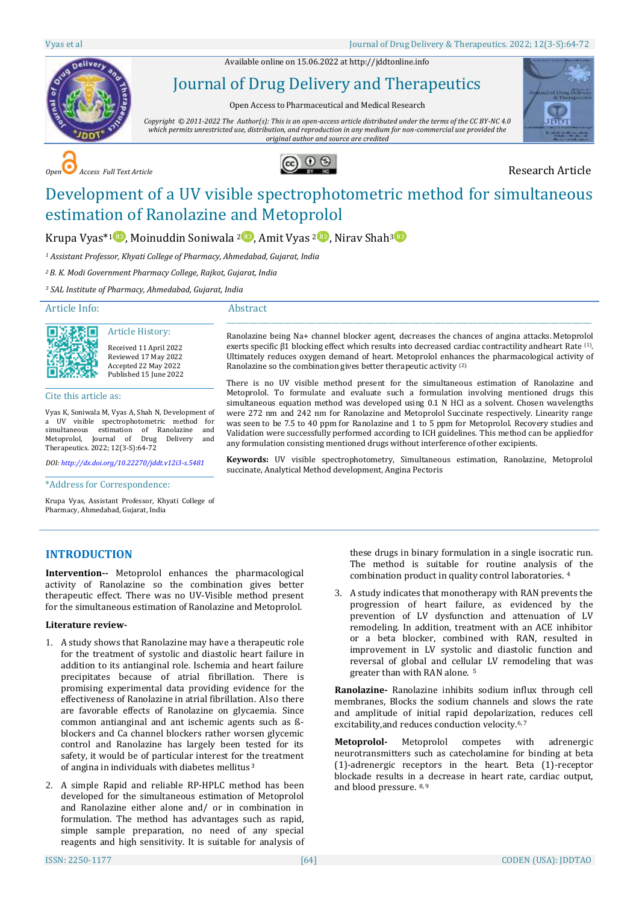Available online on 15.06.2022 at http://jddtonline.info

# Journal of Drug Delivery and Therapeutics

Open Access to Pharmaceutical and Medical Research

*Copyright © 2011-2022 The Author(s): This is an open-access article distributed under the terms of the CC BY-NC 4.0 which permits unrestricted use, distribution, and reproduction in any medium for non-commercial use provided the original author and source are credited*

*Open Access Full Text Article*

Research Article

# Development of a UV visible spectrophotometric method for simultaneous estimation of Ranolazine and Metoprolol

Krupa Vyas*[1], Moinuddin Soniwala [2], Amit Vyas [2], Nirav Shah[3]

[1] *Assistant Professor, Khyati College of Pharmacy, Ahmedabad, Gujarat, India*

[2] *B. K. Modi Government Pharmacy College, Rajkot, Gujarat, India*

[3] *SAL Institute of Pharmacy, Ahmedabad, Gujarat, India*

## Article Info:

### Article History:

Received 11 April 2022
Reviewed 17 May 2022
Accepted 22 May 2022
Published 15 June 2022

### Cite this article as:

Vyas K, Soniwala M, Vyas A, Shah N, Development of a UV visible spectrophotometric method for simultaneous estimation of Ranolazine and Metoprolol, Journal of Drug Delivery and Therapeutics. 2022; 12(3-S):64-72

*DOI: http://dx.doi.org/10.22270/jddt.v12i3-s.5481*

### *Address for Correspondence:

Krupa Vyas, Assistant Professor, Khyati College of Pharmacy, Ahmedabad, Gujarat, India

## Abstract

Ranolazine being Na+ channel blocker agent, decreases the chances of angina attacks. Metoprolol exerts specific β1 blocking effect which results into decreased cardiac contractility andheart Rate [1]. Ultimately reduces oxygen demand of heart. Metoprolol enhances the pharmacological activity of Ranolazine so the combination gives better therapeutic activity [2].

There is no UV visible method present for the simultaneous estimation of Ranolazine and Metoprolol. To formulate and evaluate such a formulation involving mentioned drugs this simultaneous equation method was developed using 0.1 N HCl as a solvent. Chosen wavelengths were 272 nm and 242 nm for Ranolazine and Metoprolol Succinate respectively. Linearity range was seen to be 7.5 to 40 ppm for Ranolazine and 1 to 5 ppm for Metoprolol. Recovery studies and Validation were successfully performed according to ICH guidelines. This method can be appliedfor any formulation consisting mentioned drugs without interference ofother excipients.

**Keywords:** UV visible spectrophotometry, Simultaneous estimation, Ranolazine, Metoprolol succinate, Analytical Method development, Angina Pectoris

## INTRODUCTION

**Intervention--** Metoprolol enhances the pharmacological activity of Ranolazine so the combination gives better therapeutic effect. There was no UV-Visible method present for the simultaneous estimation of Ranolazine and Metoprolol.

**Literature review-**

1. A study shows that Ranolazine may have a therapeutic role for the treatment of systolic and diastolic heart failure in addition to its antianginal role. Ischemia and heart failure precipitates because of atrial fibrillation. There is promising experimental data providing evidence for the effectiveness of Ranolazine in atrial fibrillation. Also there are favorable effects of Ranolazine on glycaemia. Since common antianginal and ant ischemic agents such as ß-blockers and Ca channel blockers rather worsen glycemic control and Ranolazine has largely been tested for its safety, it would be of particular interest for the treatment of angina in individuals with diabetes mellitus [3]

2. A simple Rapid and reliable RP-HPLC method has been developed for the simultaneous estimation of Metoprolol and Ranolazine either alone and/ or in combination in formulation. The method has advantages such as rapid, simple sample preparation, no need of any special reagents and high sensitivity. It is suitable for analysis of these drugs in binary formulation in a single isocratic run. The method is suitable for routine analysis of the combination product in quality control laboratories. [4]

3. A study indicates that monotherapy with RAN prevents the progression of heart failure, as evidenced by the prevention of LV dysfunction and attenuation of LV remodeling. In addition, treatment with an ACE inhibitor or a beta blocker, combined with RAN, resulted in improvement in LV systolic and diastolic function and reversal of global and cellular LV remodeling that was greater than with RAN alone. [5]

**Ranolazine-** Ranolazine inhibits sodium influx through cell membranes, Blocks the sodium channels and slows the rate and amplitude of initial rapid depolarization, reduces cell excitability,and reduces conduction velocity.[6,7]

**Metoprolol-** Metoprolol competes with adrenergic neurotransmitters such as catecholamine for binding at beta (1)-adrenergic receptors in the heart. Beta (1)-receptor blockade results in a decrease in heart rate, cardiac output, and blood pressure. [8,9]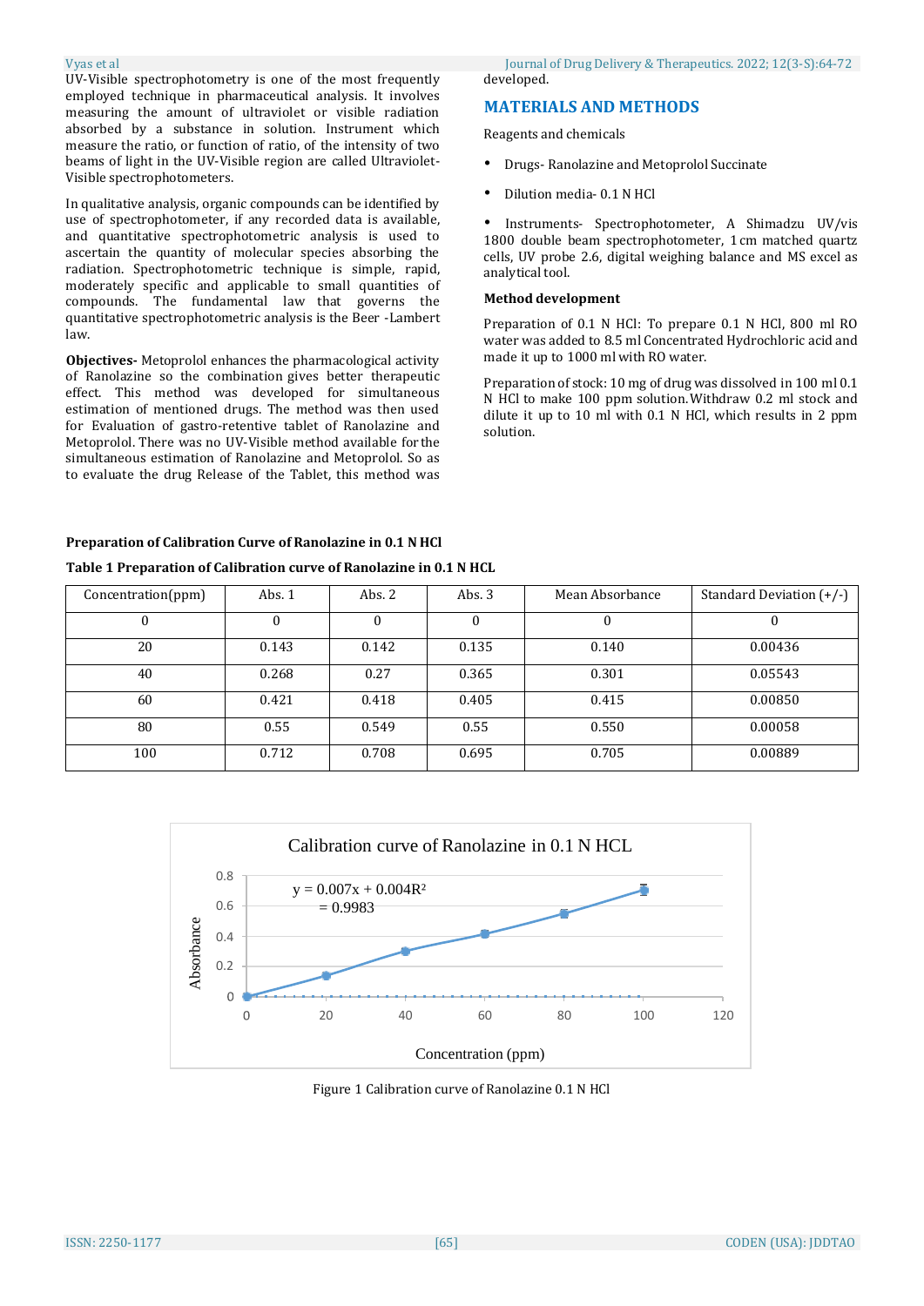UV-Visible spectrophotometry is one of the most frequently employed technique in pharmaceutical analysis. It involves measuring the amount of ultraviolet or visible radiation absorbed by a substance in solution. Instrument which measure the ratio, or function of ratio, of the intensity of two beams of light in the UV-Visible region are called Ultraviolet-Visible spectrophotometers.

In qualitative analysis, organic compounds can be identified by use of spectrophotometer, if any recorded data is available, and quantitative spectrophotometric analysis is used to ascertain the quantity of molecular species absorbing the radiation. Spectrophotometric technique is simple, rapid, moderately specific and applicable to small quantities of compounds. The fundamental law that governs the quantitative spectrophotometric analysis is the Beer -Lambert law.

**Objectives-** Metoprolol enhances the pharmacological activity of Ranolazine so the combination gives better therapeutic effect. This method was developed for simultaneous estimation of mentioned drugs. The method was then used for Evaluation of gastro-retentive tablet of Ranolazine and Metoprolol. There was no UV-Visible method available for the simultaneous estimation of Ranolazine and Metoprolol. So as to evaluate the drug Release of the Tablet, this method was developed.

## MATERIALS AND METHODS

Reagents and chemicals

- Drugs- Ranolazine and Metoprolol Succinate
- Dilution media- 0.1 N HCl
- Instruments- Spectrophotometer, A Shimadzu UV/vis 1800 double beam spectrophotometer, 1 cm matched quartz cells, UV probe 2.6, digital weighing balance and MS excel as analytical tool.

**Method development**

Preparation of 0.1 N HCl: To prepare 0.1 N HCl, 800 ml RO water was added to 8.5 ml Concentrated Hydrochloric acid and made it up to 1000 ml with RO water.

Preparation of stock: 10 mg of drug was dissolved in 100 ml 0.1 N HCl to make 100 ppm solution. Withdraw 0.2 ml stock and dilute it up to 10 ml with 0.1 N HCl, which results in 2 ppm solution.

**Preparation of Calibration Curve of Ranolazine in 0.1 N HCl**

**Table 1 Preparation of Calibration curve of Ranolazine in 0.1 N HCL**

| Concentration(ppm) | Abs. 1 | Abs. 2 | Abs. 3 | Mean Absorbance | Standard Deviation (+/-) |
|---|---|---|---|---|---|
| 0 | 0 | 0 | 0 | 0 | 0 |
| 20 | 0.143 | 0.142 | 0.135 | 0.140 | 0.00436 |
| 40 | 0.268 | 0.27 | 0.365 | 0.301 | 0.05543 |
| 60 | 0.421 | 0.418 | 0.405 | 0.415 | 0.00850 |
| 80 | 0.55 | 0.549 | 0.55 | 0.550 | 0.00058 |
| 100 | 0.712 | 0.708 | 0.695 | 0.705 | 0.00889 |

Figure 1 Calibration curve of Ranolazine 0.1 N HCl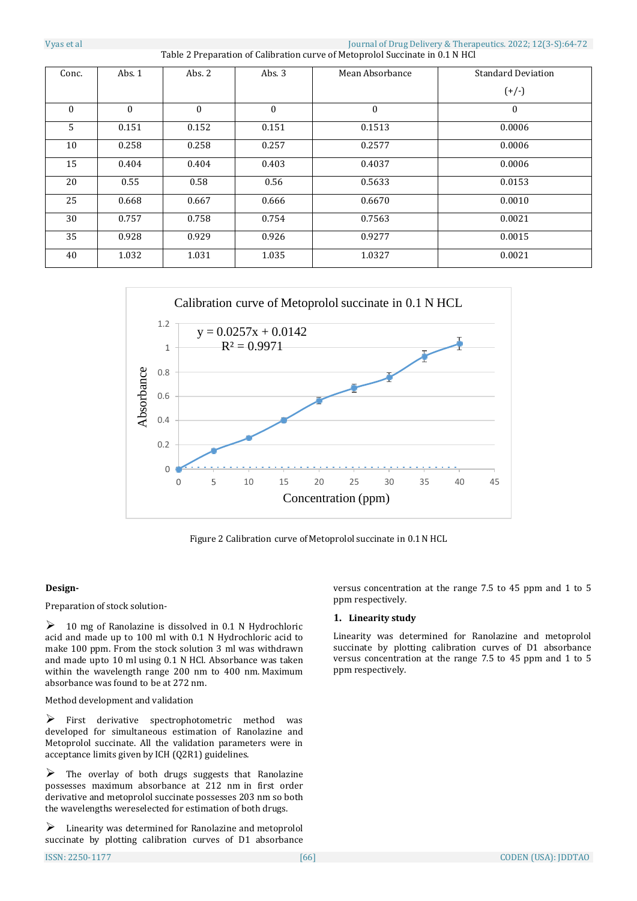Table 2 Preparation of Calibration curve of Metoprolol Succinate in 0.1 N HCl

| Conc. | Abs. 1 | Abs. 2 | Abs. 3 | Mean Absorbance | Standard Deviation (+/-) |
|---|---|---|---|---|---|
| 0 | 0 | 0 | 0 | 0 | 0 |
| 5 | 0.151 | 0.152 | 0.151 | 0.1513 | 0.0006 |
| 10 | 0.258 | 0.258 | 0.257 | 0.2577 | 0.0006 |
| 15 | 0.404 | 0.404 | 0.403 | 0.4037 | 0.0006 |
| 20 | 0.55 | 0.58 | 0.56 | 0.5633 | 0.0153 |
| 25 | 0.668 | 0.667 | 0.666 | 0.6670 | 0.0010 |
| 30 | 0.757 | 0.758 | 0.754 | 0.7563 | 0.0021 |
| 35 | 0.928 | 0.929 | 0.926 | 0.9277 | 0.0015 |
| 40 | 1.032 | 1.031 | 1.035 | 1.0327 | 0.0021 |

Calibration curve of Metoprolol succinate in 0.1 N HCL

$y = 0.0257x + 0.0142$
$R^2 = 0.9971$

Figure 2 Calibration curve of Metoprolol succinate in 0.1 N HCL

**Design-**

Preparation of stock solution-

- 10 mg of Ranolazine is dissolved in 0.1 N Hydrochloric acid and made up to 100 ml with 0.1 N Hydrochloric acid to make 100 ppm. From the stock solution 3 ml was withdrawn and made upto 10 ml using 0.1 N HCl. Absorbance was taken within the wavelength range 200 nm to 400 nm. Maximum absorbance was found to be at 272 nm.

Method development and validation

- First derivative spectrophotometric method was developed for simultaneous estimation of Ranolazine and Metoprolol succinate. All the validation parameters were in acceptance limits given by ICH (Q2R1) guidelines.
- The overlay of both drugs suggests that Ranolazine possesses maximum absorbance at 212 nm in first order derivative and metoprolol succinate possesses 203 nm so both the wavelengths wereselected for estimation of both drugs.
- Linearity was determined for Ranolazine and metoprolol succinate by plotting calibration curves of D1 absorbance versus concentration at the range 7.5 to 45 ppm and 1 to 5 ppm respectively.

**1. Linearity study**

Linearity was determined for Ranolazine and metoprolol succinate by plotting calibration curves of D1 absorbance versus concentration at the range 7.5 to 45 ppm and 1 to 5 ppm respectively.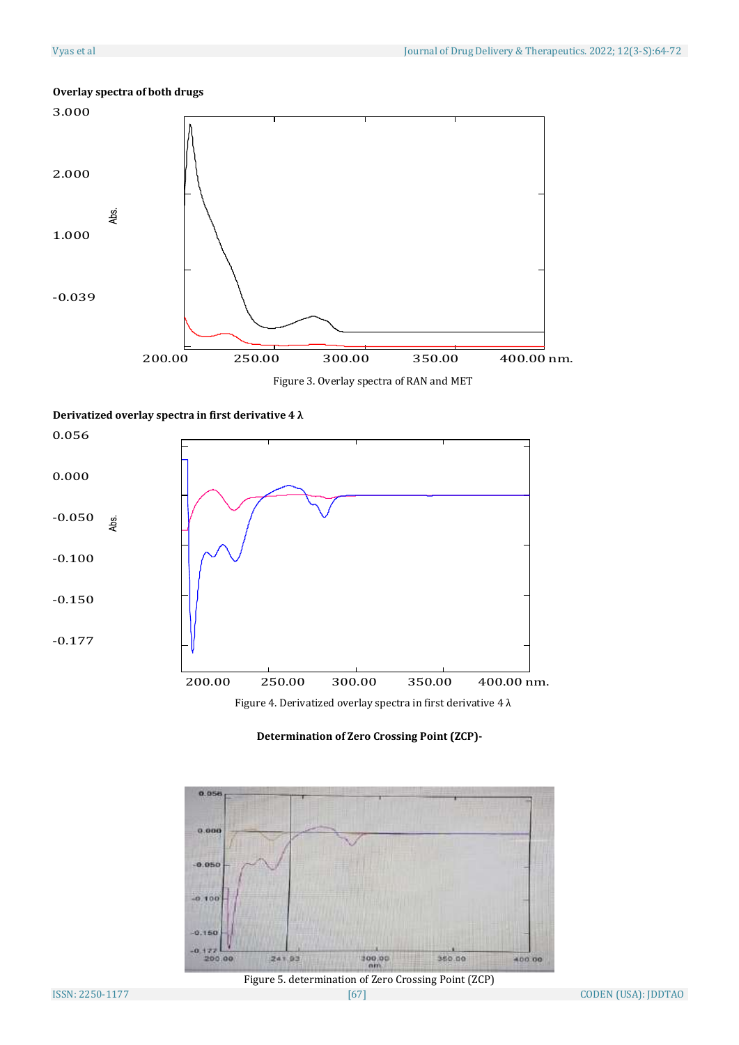**Overlay spectra of both drugs**

Figure 3. Overlay spectra of RAN and MET

**Derivatized overlay spectra in first derivative 4 λ**

Figure 4. Derivatized overlay spectra in first derivative 4 λ

**Determination of Zero Crossing Point (ZCP)-**

Figure 5. determination of Zero Crossing Point (ZCP)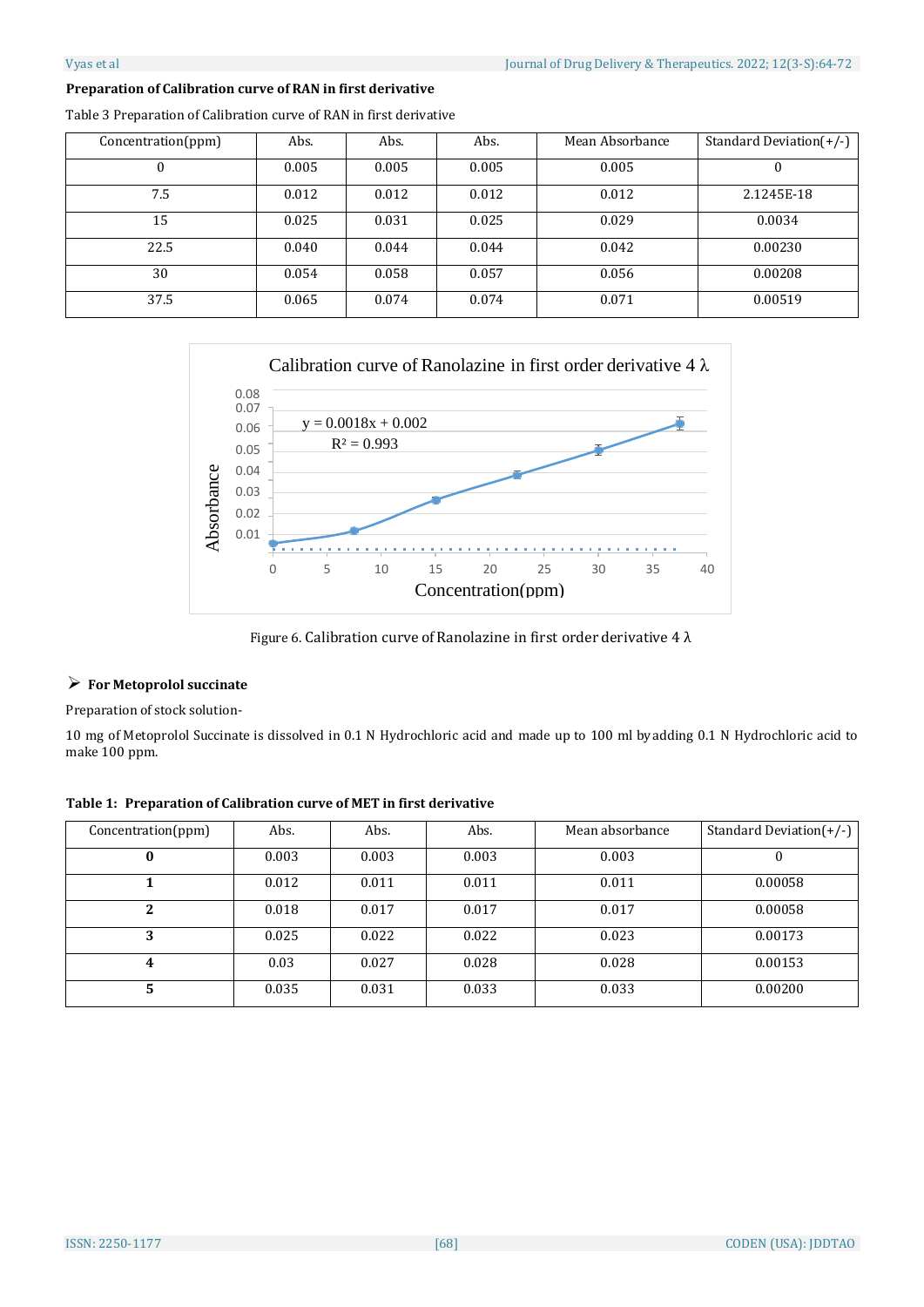**Preparation of Calibration curve of RAN in first derivative**

Table 3 Preparation of Calibration curve of RAN in first derivative

| Concentration(ppm) | Abs. | Abs. | Abs. | Mean Absorbance | Standard Deviation(+/-) |
|---|---|---|---|---|---|
| 0 | 0.005 | 0.005 | 0.005 | 0.005 | 0 |
| 7.5 | 0.012 | 0.012 | 0.012 | 0.012 | 2.1245E-18 |
| 15 | 0.025 | 0.031 | 0.025 | 0.029 | 0.0034 |
| 22.5 | 0.040 | 0.044 | 0.044 | 0.042 | 0.00230 |
| 30 | 0.054 | 0.058 | 0.057 | 0.056 | 0.00208 |
| 37.5 | 0.065 | 0.074 | 0.074 | 0.071 | 0.00519 |

Figure 6. Calibration curve of Ranolazine in first order derivative 4 λ

- **For Metoprolol succinate**

Preparation of stock solution-

10 mg of Metoprolol Succinate is dissolved in 0.1 N Hydrochloric acid and made up to 100 ml by adding 0.1 N Hydrochloric acid to make 100 ppm.

**Table 1: Preparation of Calibration curve of MET in first derivative**

| Concentration(ppm) | Abs. | Abs. | Abs. | Mean absorbance | Standard Deviation(+/-) |
|---|---|---|---|---|---|
| **0** | 0.003 | 0.003 | 0.003 | 0.003 | 0 |
| **1** | 0.012 | 0.011 | 0.011 | 0.011 | 0.00058 |
| **2** | 0.018 | 0.017 | 0.017 | 0.017 | 0.00058 |
| **3** | 0.025 | 0.022 | 0.022 | 0.023 | 0.00173 |
| **4** | 0.03 | 0.027 | 0.028 | 0.028 | 0.00153 |
| **5** | 0.035 | 0.031 | 0.033 | 0.033 | 0.00200 |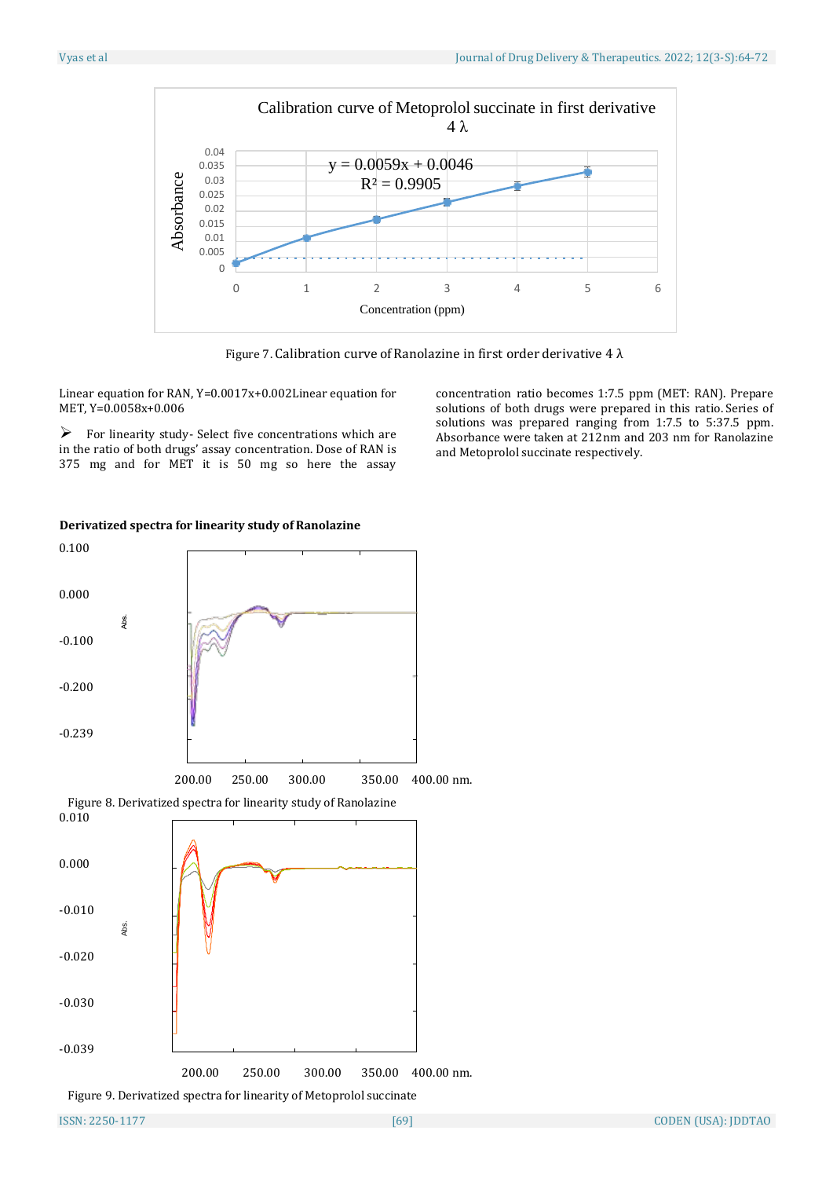Figure 7. Calibration curve of Ranolazine in first order derivative 4 λ

Linear equation for RAN, Y=0.0017x+0.002Linear equation for MET, Y=0.0058x+0.006

➢ For linearity study- Select five concentrations which are in the ratio of both drugs' assay concentration. Dose of RAN is 375 mg and for MET it is 50 mg so here the assay concentration ratio becomes 1:7.5 ppm (MET: RAN). Prepare solutions of both drugs were prepared in this ratio. Series of solutions was prepared ranging from 1:7.5 to 5:37.5 ppm. Absorbance were taken at 212nm and 203 nm for Ranolazine and Metoprolol succinate respectively.

**Derivatized spectra for linearity study of Ranolazine**

Figure 8. Derivatized spectra for linearity study of Ranolazine

Figure 9. Derivatized spectra for linearity of Metoprolol succinate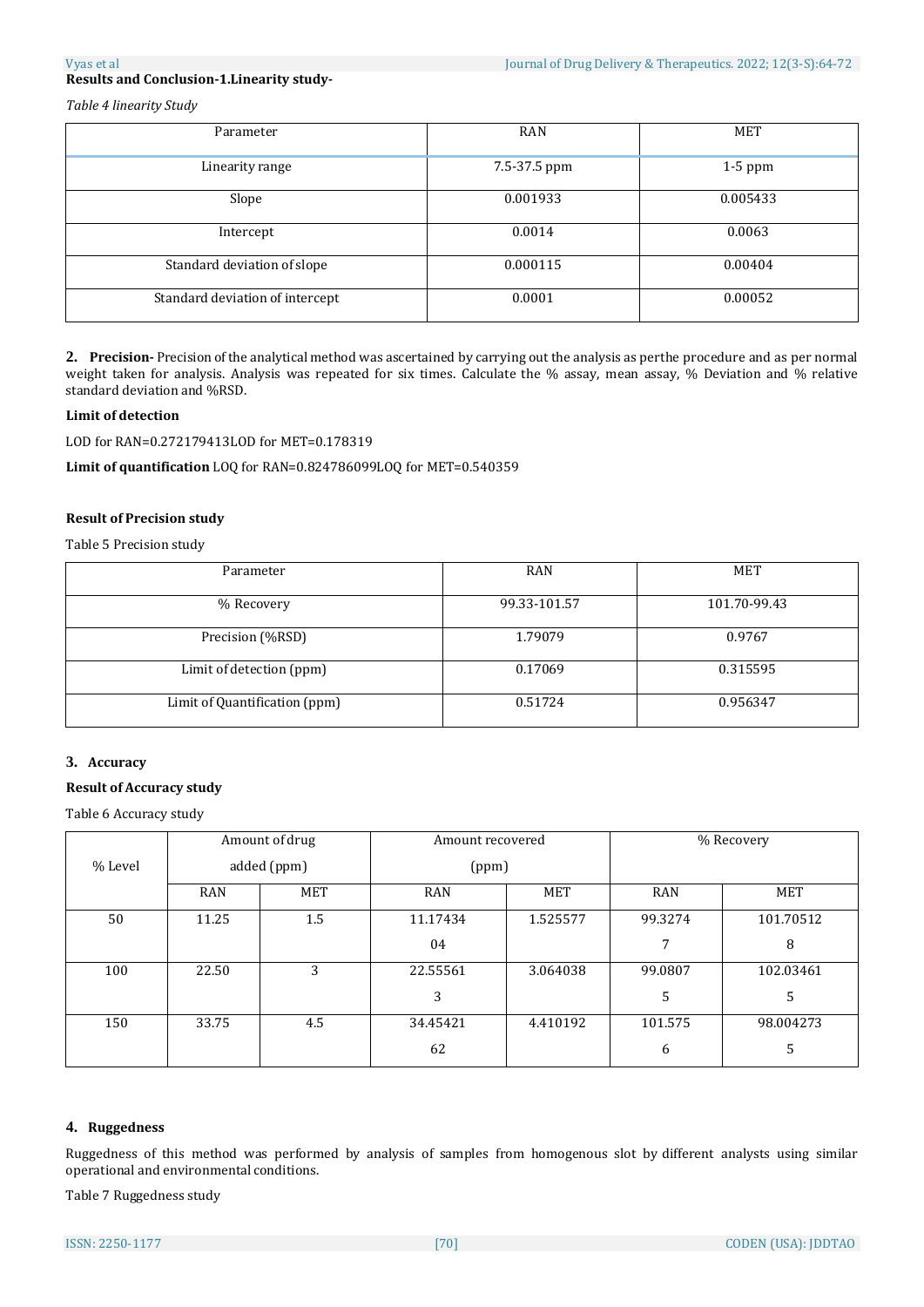**Results and Conclusion-1.Linearity study-**

*Table 4 linearity Study*

| Parameter | RAN | MET |
|---|---|---|
| Linearity range | 7.5-37.5 ppm | 1-5 ppm |
| Slope | 0.001933 | 0.005433 |
| Intercept | 0.0014 | 0.0063 |
| Standard deviation of slope | 0.000115 | 0.00404 |
| Standard deviation of intercept | 0.0001 | 0.00052 |

**2. Precision-** Precision of the analytical method was ascertained by carrying out the analysis as perthe procedure and as per normal weight taken for analysis. Analysis was repeated for six times. Calculate the % assay, mean assay, % Deviation and % relative standard deviation and %RSD.

**Limit of detection**

LOD for RAN=0.272179413LOD for MET=0.178319

**Limit of quantification** LOQ for RAN=0.824786099LOQ for MET=0.540359

**Result of Precision study**

Table 5 Precision study

| Parameter | RAN | MET |
|---|---|---|
| % Recovery | 99.33-101.57 | 101.70-99.43 |
| Precision (%RSD) | 1.79079 | 0.9767 |
| Limit of detection (ppm) | 0.17069 | 0.315595 |
| Limit of Quantification (ppm) | 0.51724 | 0.956347 |

**3. Accuracy**

**Result of Accuracy study**

Table 6 Accuracy study

| % Level | Amount of drug added (ppm) | | Amount recovered (ppm) | | % Recovery | |
|---|---|---|---|---|---|---|
| | RAN | MET | RAN | MET | RAN | MET |
| 50 | 11.25 | 1.5 | 11.1743404 | 1.525577 | 99.32747 | 101.705128 |
| 100 | 22.50 | 3 | 22.555613 | 3.064038 | 99.08075 | 102.034615 |
| 150 | 33.75 | 4.5 | 34.4542162 | 4.410192 | 101.5756 | 98.0042735 |

**4. Ruggedness**

Ruggedness of this method was performed by analysis of samples from homogenous slot by different analysts using similar operational and environmental conditions.

Table 7 Ruggedness study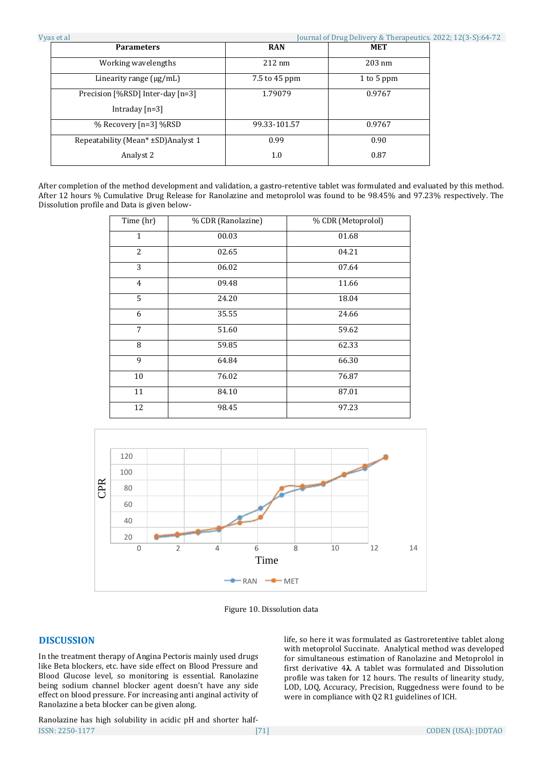| Parameters | RAN | MET |
|---|---|---|
| Working wavelengths | 212 nm | 203 nm |
| Linearity range (µg/mL) | 7.5 to 45 ppm | 1 to 5 ppm |
| Precision [%RSD] Inter-day [n=3] Intraday [n=3] | 1.79079 | 0.9767 |
| % Recovery [n=3] %RSD | 99.33-101.57 | 0.9767 |
| Repeatability (Mean* ±SD)Analyst 1 | 0.99 | 0.90 |
| Analyst 2 | 1.0 | 0.87 |

After completion of the method development and validation, a gastro-retentive tablet was formulated and evaluated by this method. After 12 hours % Cumulative Drug Release for Ranolazine and metoprolol was found to be 98.45% and 97.23% respectively. The Dissolution profile and Data is given below-

| Time (hr) | % CDR (Ranolazine) | % CDR (Metoprolol) |
|---|---|---|
| 1 | 00.03 | 01.68 |
| 2 | 02.65 | 04.21 |
| 3 | 06.02 | 07.64 |
| 4 | 09.48 | 11.66 |
| 5 | 24.20 | 18.04 |
| 6 | 35.55 | 24.66 |
| 7 | 51.60 | 59.62 |
| 8 | 59.85 | 62.33 |
| 9 | 64.84 | 66.30 |
| 10 | 76.02 | 76.87 |
| 11 | 84.10 | 87.01 |
| 12 | 98.45 | 97.23 |

Figure 10. Dissolution data

## DISCUSSION

In the treatment therapy of Angina Pectoris mainly used drugs like Beta blockers, etc. have side effect on Blood Pressure and Blood Glucose level, so monitoring is essential. Ranolazine being sodium channel blocker agent doesn't have any side effect on blood pressure. For increasing anti anginal activity of Ranolazine a beta blocker can be given along.

Ranolazine has high solubility in acidic pH and shorter half-life, so here it was formulated as Gastroretentive tablet along with metoprolol Succinate. Analytical method was developed for simultaneous estimation of Ranolazine and Metoprolol in first derivative 4λ. A tablet was formulated and Dissolution profile was taken for 12 hours. The results of linearity study, LOD, LOQ, Accuracy, Precision, Ruggedness were found to be were in compliance with Q2 R1 guidelines of ICH.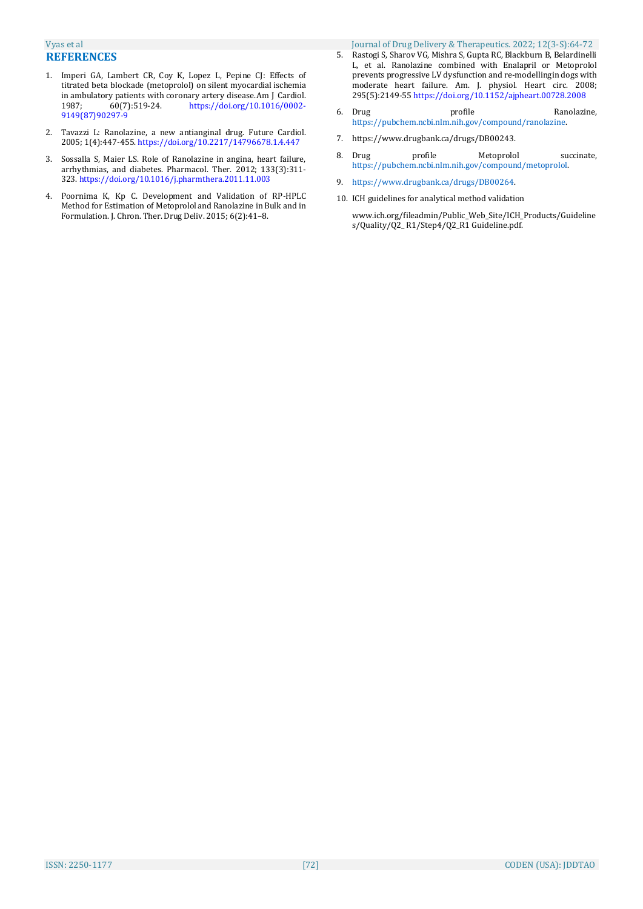## REFERENCES

1. Imperi GA, Lambert CR, Coy K, Lopez L, Pepine CJ: Effects of titrated beta blockade (metoprolol) on silent myocardial ischemia in ambulatory patients with coronary artery disease. Am J Cardiol. 1987; 60(7):519-24. https://doi.org/10.1016/0002-9149(87)90297-9

2. Tavazzi L: Ranolazine, a new antianginal drug. Future Cardiol. 2005; 1(4):447-455. https://doi.org/10.2217/14796678.1.4.447

3. Sossalla S, Maier LS. Role of Ranolazine in angina, heart failure, arrhythmias, and diabetes. Pharmacol. Ther. 2012; 133(3):311-323. https://doi.org/10.1016/j.pharmthera.2011.11.003

4. Poornima K, Kp C. Development and Validation of RP-HPLC Method for Estimation of Metoprolol and Ranolazine in Bulk and in Formulation. J. Chron. Ther. Drug Deliv. 2015; 6(2):41–8.

5. Rastogi S, Sharov VG, Mishra S, Gupta RC, Blackburn B, Belardinelli L, et al. Ranolazine combined with Enalapril or Metoprolol prevents progressive LV dysfunction and re-modellingin dogs with moderate heart failure. Am. J. physiol. Heart circ. 2008; 295(5):2149-55 https://doi.org/10.1152/ajpheart.00728.2008

6. Drug profile Ranolazine, https://pubchem.ncbi.nlm.nih.gov/compound/ranolazine.

7. https://www.drugbank.ca/drugs/DB00243.

8. Drug profile Metoprolol succinate, https://pubchem.ncbi.nlm.nih.gov/compound/metoprolol.

9. https://www.drugbank.ca/drugs/DB00264.

10. ICH guidelines for analytical method validation

    www.ich.org/fileadmin/Public_Web_Site/ICH_Products/Guidelines/Quality/Q2_ R1/Step4/Q2_R1 Guideline.pdf.